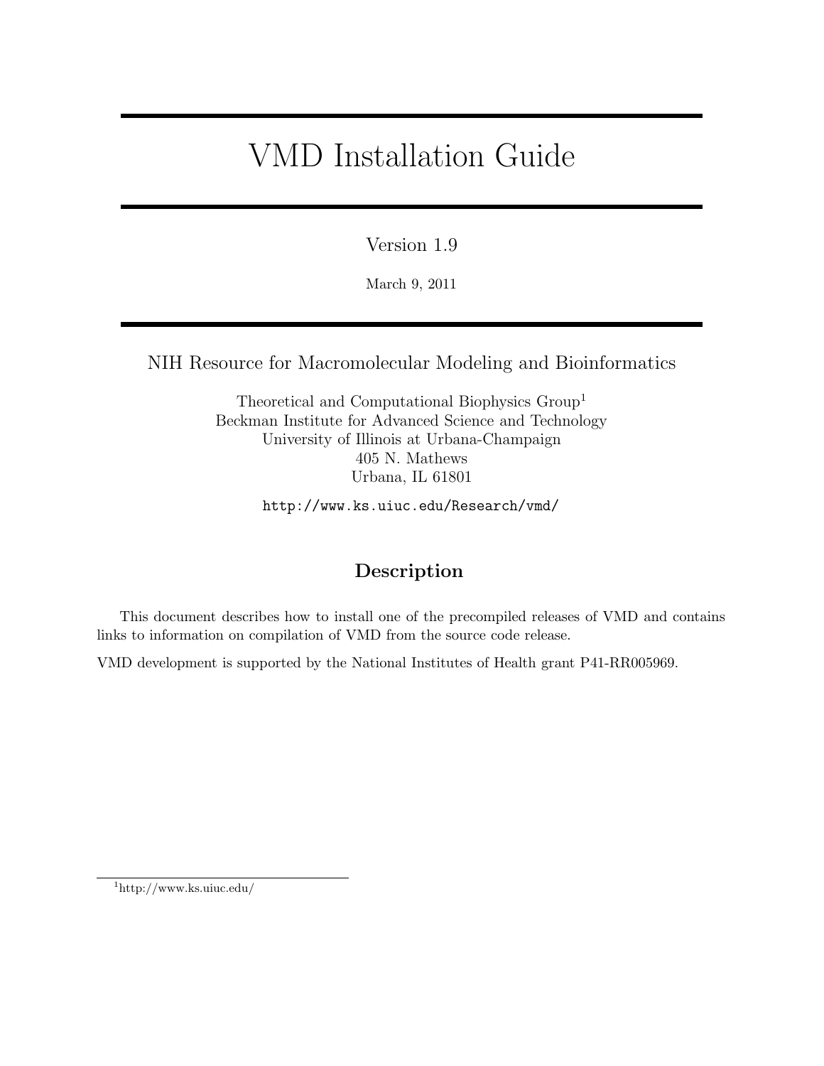# VMD Installation Guide

Version 1.9

March 9, 2011

NIH Resource for Macromolecular Modeling and Bioinformatics

Theoretical and Computational Biophysics Group[1]
Beckman Institute for Advanced Science and Technology
University of Illinois at Urbana-Champaign
405 N. Mathews
Urbana, IL 61801

http://www.ks.uiuc.edu/Research/vmd/

## Description

This document describes how to install one of the precompiled releases of VMD and contains links to information on compilation of VMD from the source code release.

VMD development is supported by the National Institutes of Health grant P41-RR005969.

[1] http://www.ks.uiuc.edu/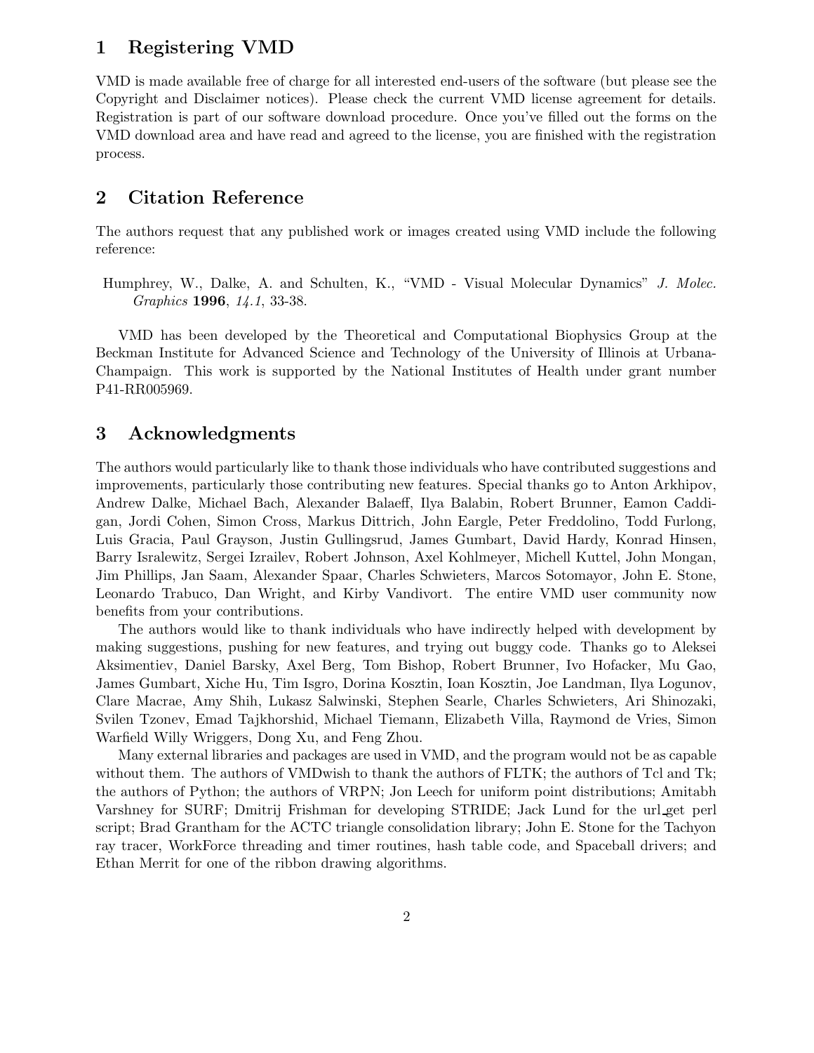## 1 Registering VMD

VMD is made available free of charge for all interested end-users of the software (but please see the Copyright and Disclaimer notices). Please check the current VMD license agreement for details. Registration is part of our software download procedure. Once you've filled out the forms on the VMD download area and have read and agreed to the license, you are finished with the registration process.

## 2 Citation Reference

The authors request that any published work or images created using VMD include the following reference:

Humphrey, W., Dalke, A. and Schulten, K., "VMD - Visual Molecular Dynamics" *J. Molec. Graphics* **1996**, *14.1*, 33-38.

VMD has been developed by the Theoretical and Computational Biophysics Group at the Beckman Institute for Advanced Science and Technology of the University of Illinois at Urbana-Champaign. This work is supported by the National Institutes of Health under grant number P41-RR005969.

## 3 Acknowledgments

The authors would particularly like to thank those individuals who have contributed suggestions and improvements, particularly those contributing new features. Special thanks go to Anton Arkhipov, Andrew Dalke, Michael Bach, Alexander Balaeff, Ilya Balabin, Robert Brunner, Eamon Caddigan, Jordi Cohen, Simon Cross, Markus Dittrich, John Eargle, Peter Freddolino, Todd Furlong, Luis Gracia, Paul Grayson, Justin Gullingsrud, James Gumbart, David Hardy, Konrad Hinsen, Barry Isralewitz, Sergei Izrailev, Robert Johnson, Axel Kohlmeyer, Michell Kuttel, John Mongan, Jim Phillips, Jan Saam, Alexander Spaar, Charles Schwieters, Marcos Sotomayor, John E. Stone, Leonardo Trabuco, Dan Wright, and Kirby Vandivort. The entire VMD user community now benefits from your contributions.

The authors would like to thank individuals who have indirectly helped with development by making suggestions, pushing for new features, and trying out buggy code. Thanks go to Aleksei Aksimentiev, Daniel Barsky, Axel Berg, Tom Bishop, Robert Brunner, Ivo Hofacker, Mu Gao, James Gumbart, Xiche Hu, Tim Isgro, Dorina Kosztin, Ioan Kosztin, Joe Landman, Ilya Logunov, Clare Macrae, Amy Shih, Lukasz Salwinski, Stephen Searle, Charles Schwieters, Ari Shinozaki, Svilen Tzonev, Emad Tajkhorshid, Michael Tiemann, Elizabeth Villa, Raymond de Vries, Simon Warfield Willy Wriggers, Dong Xu, and Feng Zhou.

Many external libraries and packages are used in VMD, and the program would not be as capable without them. The authors of VMDwish to thank the authors of FLTK; the authors of Tcl and Tk; the authors of Python; the authors of VRPN; Jon Leech for uniform point distributions; Amitabh Varshney for SURF; Dmitrij Frishman for developing STRIDE; Jack Lund for the url_get perl script; Brad Grantham for the ACTC triangle consolidation library; John E. Stone for the Tachyon ray tracer, WorkForce threading and timer routines, hash table code, and Spaceball drivers; and Ethan Merrit for one of the ribbon drawing algorithms.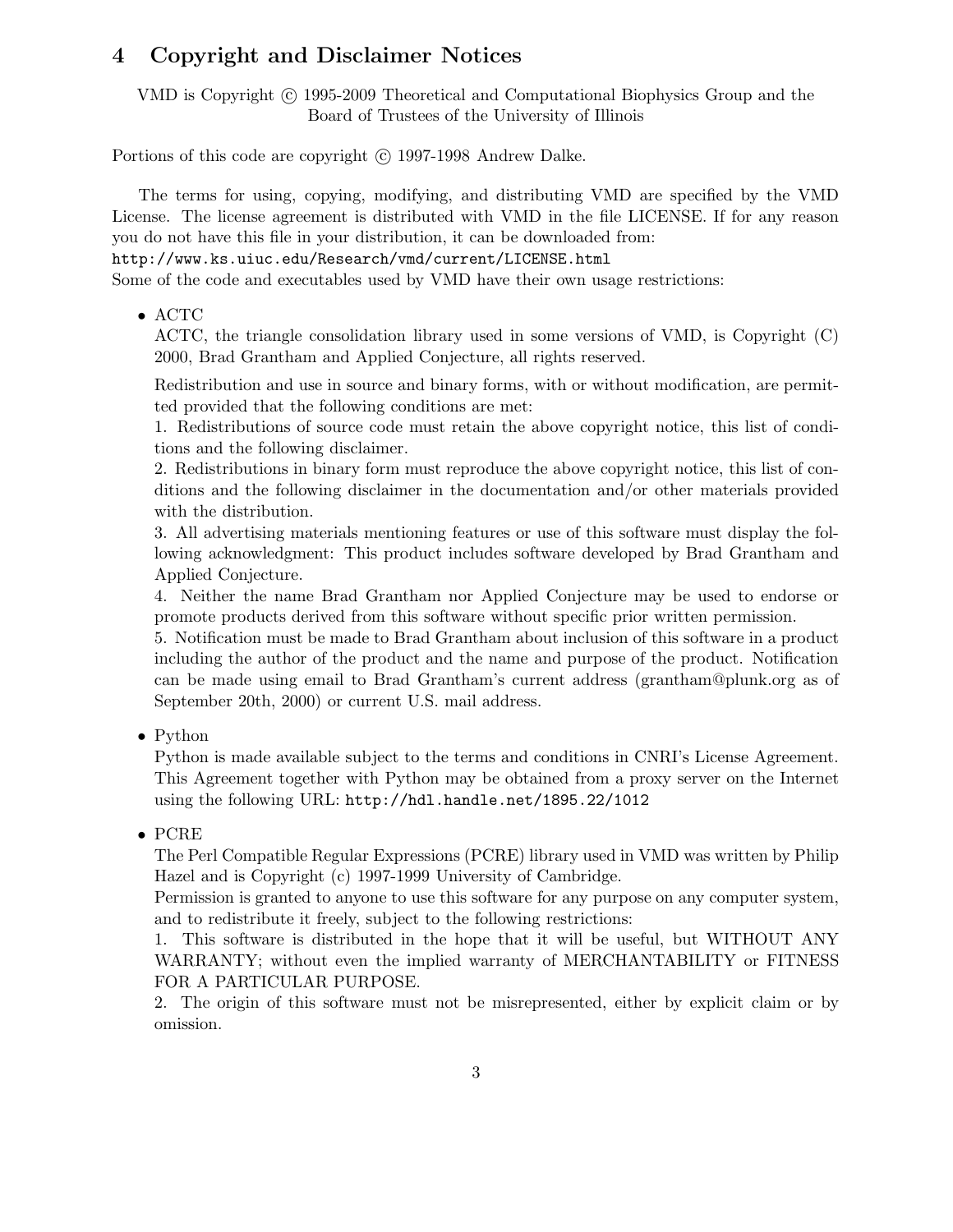## 4 Copyright and Disclaimer Notices

VMD is Copyright © 1995-2009 Theoretical and Computational Biophysics Group and the Board of Trustees of the University of Illinois

Portions of this code are copyright © 1997-1998 Andrew Dalke.

The terms for using, copying, modifying, and distributing VMD are specified by the VMD License. The license agreement is distributed with VMD in the file LICENSE. If for any reason you do not have this file in your distribution, it can be downloaded from:
`http://www.ks.uiuc.edu/Research/vmd/current/LICENSE.html`
Some of the code and executables used by VMD have their own usage restrictions:

- ACTC
  ACTC, the triangle consolidation library used in some versions of VMD, is Copyright (C) 2000, Brad Grantham and Applied Conjecture, all rights reserved.

  Redistribution and use in source and binary forms, with or without modification, are permitted provided that the following conditions are met:
  1. Redistributions of source code must retain the above copyright notice, this list of conditions and the following disclaimer.
  2. Redistributions in binary form must reproduce the above copyright notice, this list of conditions and the following disclaimer in the documentation and/or other materials provided with the distribution.
  3. All advertising materials mentioning features or use of this software must display the following acknowledgment: This product includes software developed by Brad Grantham and Applied Conjecture.
  4. Neither the name Brad Grantham nor Applied Conjecture may be used to endorse or promote products derived from this software without specific prior written permission.
  5. Notification must be made to Brad Grantham about inclusion of this software in a product including the author of the product and the name and purpose of the product. Notification can be made using email to Brad Grantham's current address (grantham@plunk.org as of September 20th, 2000) or current U.S. mail address.

- Python
  Python is made available subject to the terms and conditions in CNRI's License Agreement. This Agreement together with Python may be obtained from a proxy server on the Internet using the following URL: `http://hdl.handle.net/1895.22/1012`

- PCRE
  The Perl Compatible Regular Expressions (PCRE) library used in VMD was written by Philip Hazel and is Copyright (c) 1997-1999 University of Cambridge.
  Permission is granted to anyone to use this software for any purpose on any computer system, and to redistribute it freely, subject to the following restrictions:
  1. This software is distributed in the hope that it will be useful, but WITHOUT ANY WARRANTY; without even the implied warranty of MERCHANTABILITY or FITNESS FOR A PARTICULAR PURPOSE.
  2. The origin of this software must not be misrepresented, either by explicit claim or by omission.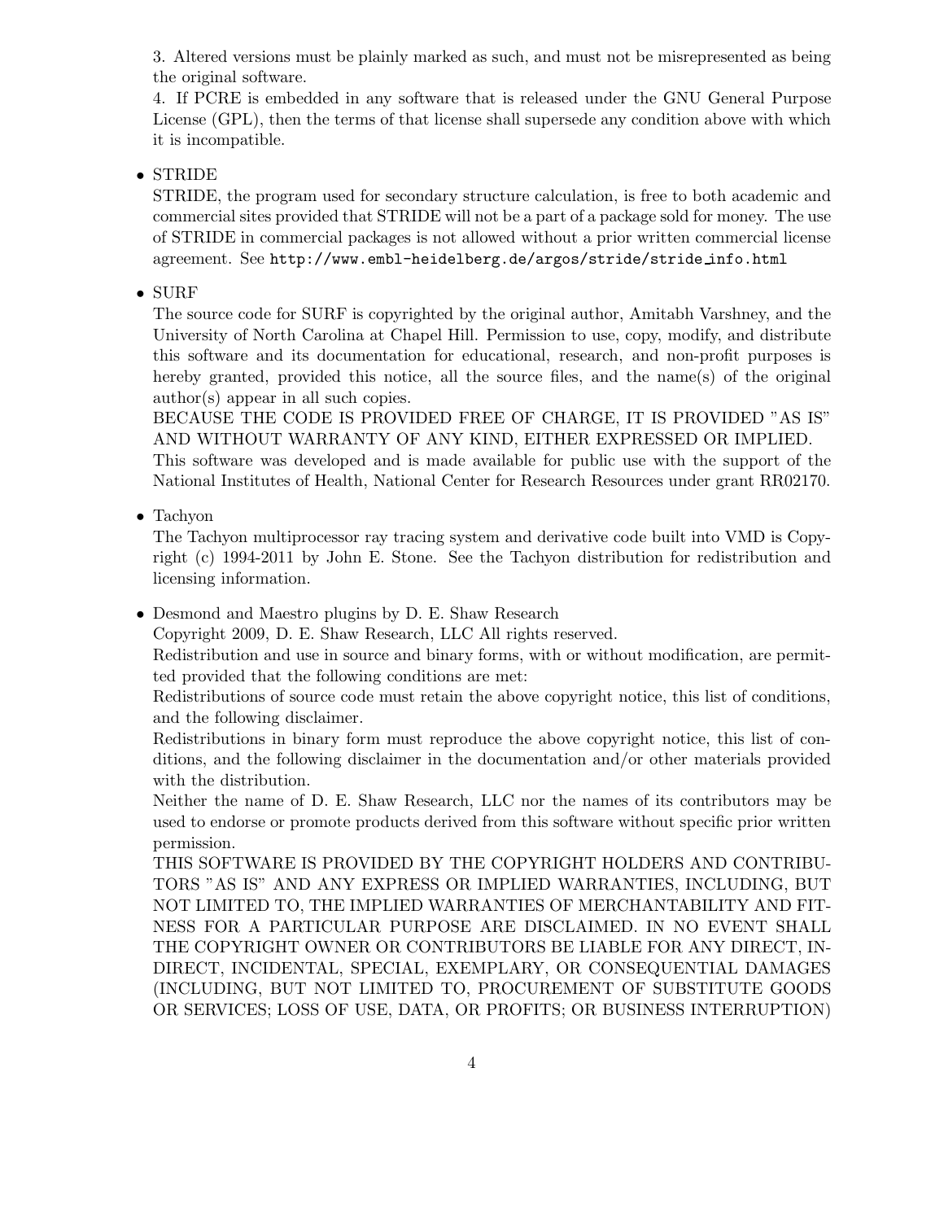3. Altered versions must be plainly marked as such, and must not be misrepresented as being the original software.

4. If PCRE is embedded in any software that is released under the GNU General Purpose License (GPL), then the terms of that license shall supersede any condition above with which it is incompatible.

- STRIDE

  STRIDE, the program used for secondary structure calculation, is free to both academic and commercial sites provided that STRIDE will not be a part of a package sold for money. The use of STRIDE in commercial packages is not allowed without a prior written commercial license agreement. See `http://www.embl-heidelberg.de/argos/stride/stride_info.html`

- SURF

  The source code for SURF is copyrighted by the original author, Amitabh Varshney, and the University of North Carolina at Chapel Hill. Permission to use, copy, modify, and distribute this software and its documentation for educational, research, and non-profit purposes is hereby granted, provided this notice, all the source files, and the name(s) of the original author(s) appear in all such copies.

  BECAUSE THE CODE IS PROVIDED FREE OF CHARGE, IT IS PROVIDED "AS IS" AND WITHOUT WARRANTY OF ANY KIND, EITHER EXPRESSED OR IMPLIED.

  This software was developed and is made available for public use with the support of the National Institutes of Health, National Center for Research Resources under grant RR02170.

- Tachyon

  The Tachyon multiprocessor ray tracing system and derivative code built into VMD is Copyright (c) 1994-2011 by John E. Stone. See the Tachyon distribution for redistribution and licensing information.

- Desmond and Maestro plugins by D. E. Shaw Research

  Copyright 2009, D. E. Shaw Research, LLC All rights reserved.

  Redistribution and use in source and binary forms, with or without modification, are permitted provided that the following conditions are met:

  Redistributions of source code must retain the above copyright notice, this list of conditions, and the following disclaimer.

  Redistributions in binary form must reproduce the above copyright notice, this list of conditions, and the following disclaimer in the documentation and/or other materials provided with the distribution.

  Neither the name of D. E. Shaw Research, LLC nor the names of its contributors may be used to endorse or promote products derived from this software without specific prior written permission.

  THIS SOFTWARE IS PROVIDED BY THE COPYRIGHT HOLDERS AND CONTRIBUTORS "AS IS" AND ANY EXPRESS OR IMPLIED WARRANTIES, INCLUDING, BUT NOT LIMITED TO, THE IMPLIED WARRANTIES OF MERCHANTABILITY AND FITNESS FOR A PARTICULAR PURPOSE ARE DISCLAIMED. IN NO EVENT SHALL THE COPYRIGHT OWNER OR CONTRIBUTORS BE LIABLE FOR ANY DIRECT, INDIRECT, INCIDENTAL, SPECIAL, EXEMPLARY, OR CONSEQUENTIAL DAMAGES (INCLUDING, BUT NOT LIMITED TO, PROCUREMENT OF SUBSTITUTE GOODS OR SERVICES; LOSS OF USE, DATA, OR PROFITS; OR BUSINESS INTERRUPTION)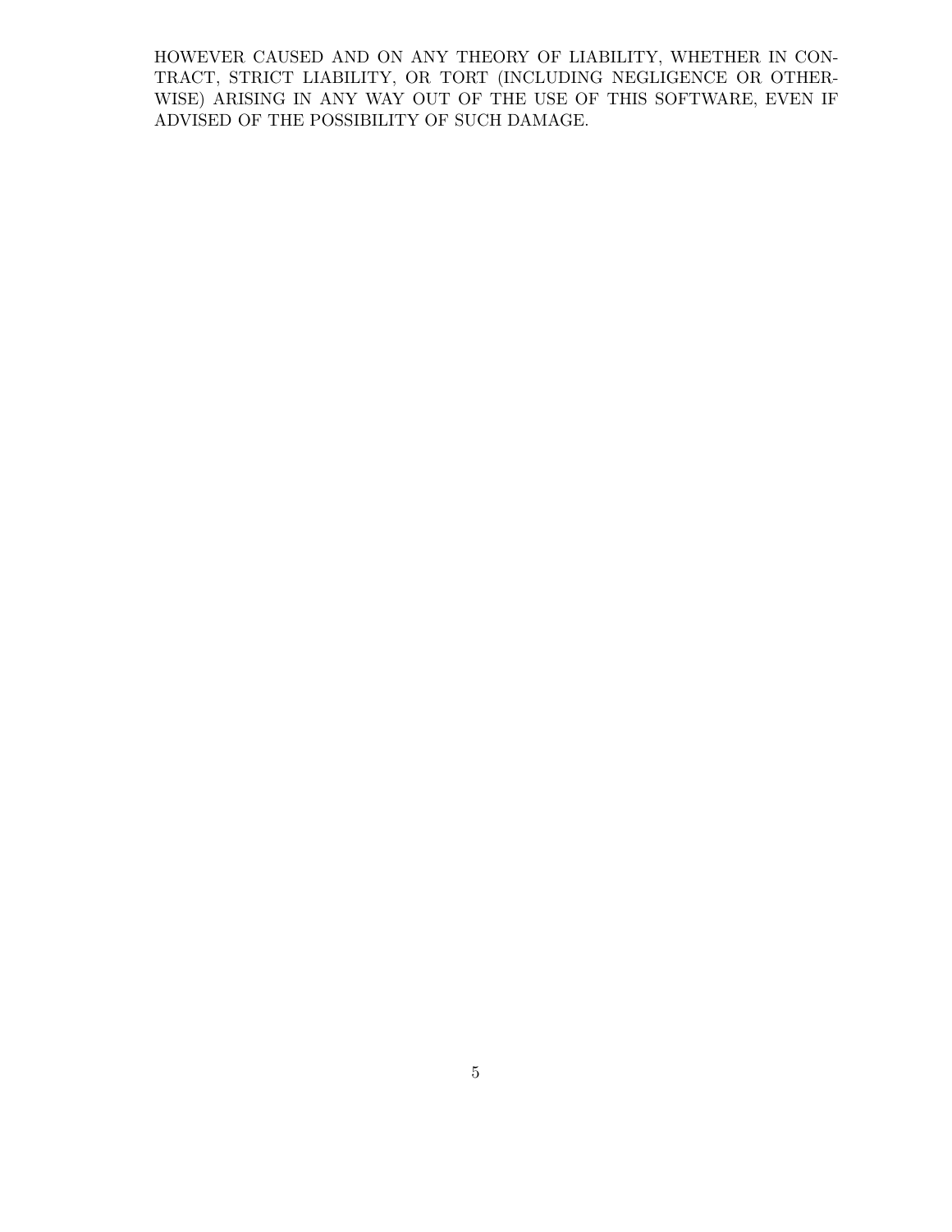HOWEVER CAUSED AND ON ANY THEORY OF LIABILITY, WHETHER IN CONTRACT, STRICT LIABILITY, OR TORT (INCLUDING NEGLIGENCE OR OTHERWISE) ARISING IN ANY WAY OUT OF THE USE OF THIS SOFTWARE, EVEN IF ADVISED OF THE POSSIBILITY OF SUCH DAMAGE.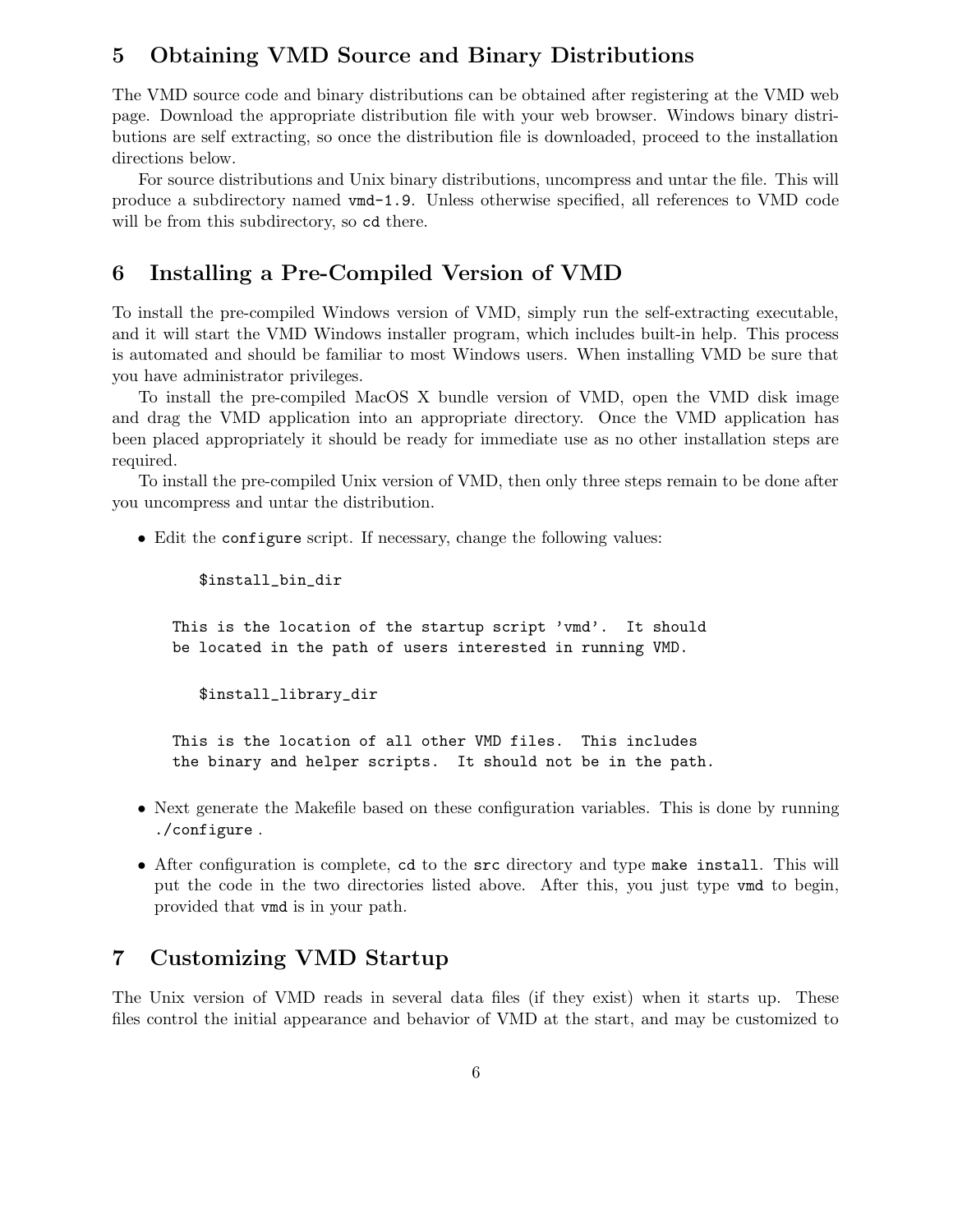## 5 Obtaining VMD Source and Binary Distributions

The VMD source code and binary distributions can be obtained after registering at the VMD web page. Download the appropriate distribution file with your web browser. Windows binary distributions are self extracting, so once the distribution file is downloaded, proceed to the installation directions below.

For source distributions and Unix binary distributions, uncompress and untar the file. This will produce a subdirectory named `vmd-1.9`. Unless otherwise specified, all references to VMD code will be from this subdirectory, so `cd` there.

## 6 Installing a Pre-Compiled Version of VMD

To install the pre-compiled Windows version of VMD, simply run the self-extracting executable, and it will start the VMD Windows installer program, which includes built-in help. This process is automated and should be familiar to most Windows users. When installing VMD be sure that you have administrator privileges.

To install the pre-compiled MacOS X bundle version of VMD, open the VMD disk image and drag the VMD application into an appropriate directory. Once the VMD application has been placed appropriately it should be ready for immediate use as no other installation steps are required.

To install the pre-compiled Unix version of VMD, then only three steps remain to be done after you uncompress and untar the distribution.

- Edit the `configure` script. If necessary, change the following values:

```
    $install_bin_dir

This is the location of the startup script 'vmd'.  It should
be located in the path of users interested in running VMD.

    $install_library_dir

This is the location of all other VMD files.  This includes
the binary and helper scripts.  It should not be in the path.
```

- Next generate the Makefile based on these configuration variables. This is done by running `./configure` .
- After configuration is complete, `cd` to the `src` directory and type `make install`. This will put the code in the two directories listed above. After this, you just type `vmd` to begin, provided that `vmd` is in your path.

## 7 Customizing VMD Startup

The Unix version of VMD reads in several data files (if they exist) when it starts up. These files control the initial appearance and behavior of VMD at the start, and may be customized to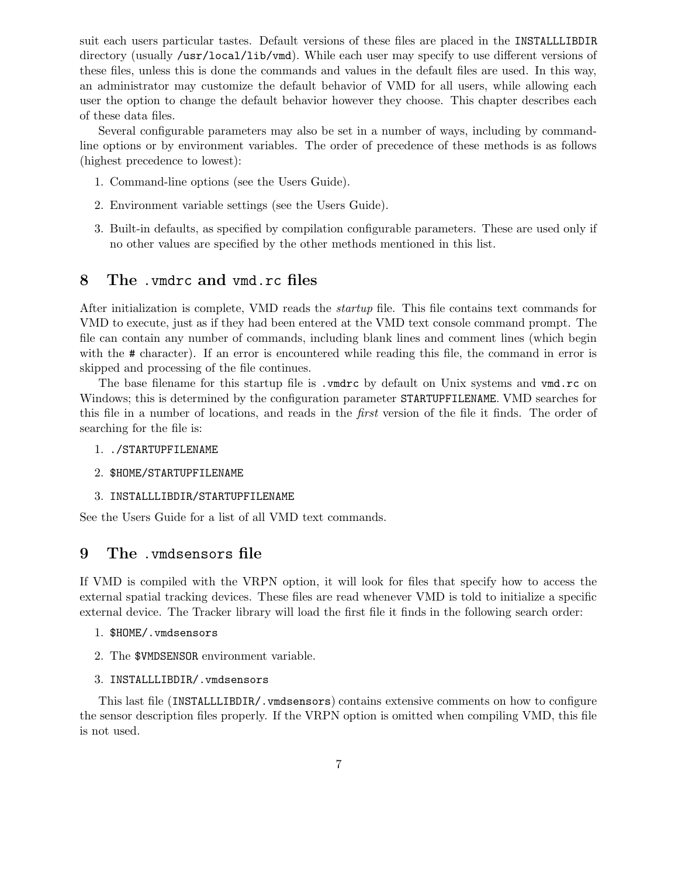suit each users particular tastes. Default versions of these files are placed in the `INSTALLLIBDIR` directory (usually `/usr/local/lib/vmd`). While each user may specify to use different versions of these files, unless this is done the commands and values in the default files are used. In this way, an administrator may customize the default behavior of VMD for all users, while allowing each user the option to change the default behavior however they choose. This chapter describes each of these data files.

Several configurable parameters may also be set in a number of ways, including by command-line options or by environment variables. The order of precedence of these methods is as follows (highest precedence to lowest):

1. Command-line options (see the Users Guide).
2. Environment variable settings (see the Users Guide).
3. Built-in defaults, as specified by compilation configurable parameters. These are used only if no other values are specified by the other methods mentioned in this list.

## 8 The `.vmdrc` and `vmd.rc` files

After initialization is complete, VMD reads the *startup* file. This file contains text commands for VMD to execute, just as if they had been entered at the VMD text console command prompt. The file can contain any number of commands, including blank lines and comment lines (which begin with the `#` character). If an error is encountered while reading this file, the command in error is skipped and processing of the file continues.

The base filename for this startup file is `.vmdrc` by default on Unix systems and `vmd.rc` on Windows; this is determined by the configuration parameter `STARTUPFILENAME`. VMD searches for this file in a number of locations, and reads in the *first* version of the file it finds. The order of searching for the file is:

1. `./STARTUPFILENAME`
2. `$HOME/STARTUPFILENAME`
3. `INSTALLLIBDIR/STARTUPFILENAME`

See the Users Guide for a list of all VMD text commands.

## 9 The `.vmdsensors` file

If VMD is compiled with the VRPN option, it will look for files that specify how to access the external spatial tracking devices. These files are read whenever VMD is told to initialize a specific external device. The Tracker library will load the first file it finds in the following search order:

1. `$HOME/.vmdsensors`
2. The `$VMDSENSOR` environment variable.
3. `INSTALLLIBDIR/.vmdsensors`

This last file (`INSTALLLIBDIR/.vmdsensors`) contains extensive comments on how to configure the sensor description files properly. If the VRPN option is omitted when compiling VMD, this file is not used.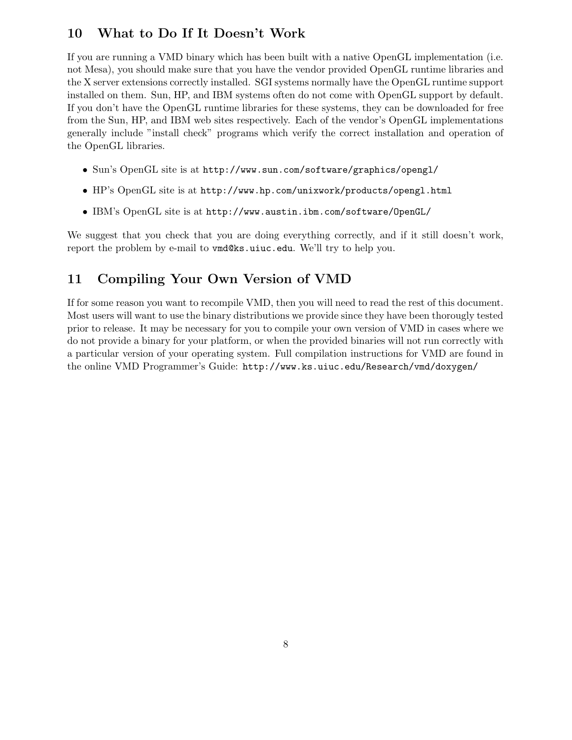## 10 What to Do If It Doesn't Work

If you are running a VMD binary which has been built with a native OpenGL implementation (i.e. not Mesa), you should make sure that you have the vendor provided OpenGL runtime libraries and the X server extensions correctly installed. SGI systems normally have the OpenGL runtime support installed on them. Sun, HP, and IBM systems often do not come with OpenGL support by default. If you don't have the OpenGL runtime libraries for these systems, they can be downloaded for free from the Sun, HP, and IBM web sites respectively. Each of the vendor's OpenGL implementations generally include "install check" programs which verify the correct installation and operation of the OpenGL libraries.

- Sun's OpenGL site is at `http://www.sun.com/software/graphics/opengl/`
- HP's OpenGL site is at `http://www.hp.com/unixwork/products/opengl.html`
- IBM's OpenGL site is at `http://www.austin.ibm.com/software/OpenGL/`

We suggest that you check that you are doing everything correctly, and if it still doesn't work, report the problem by e-mail to `vmd@ks.uiuc.edu`. We'll try to help you.

## 11 Compiling Your Own Version of VMD

If for some reason you want to recompile VMD, then you will need to read the rest of this document. Most users will want to use the binary distributions we provide since they have been thorougly tested prior to release. It may be necessary for you to compile your own version of VMD in cases where we do not provide a binary for your platform, or when the provided binaries will not run correctly with a particular version of your operating system. Full compilation instructions for VMD are found in the online VMD Programmer's Guide: `http://www.ks.uiuc.edu/Research/vmd/doxygen/`